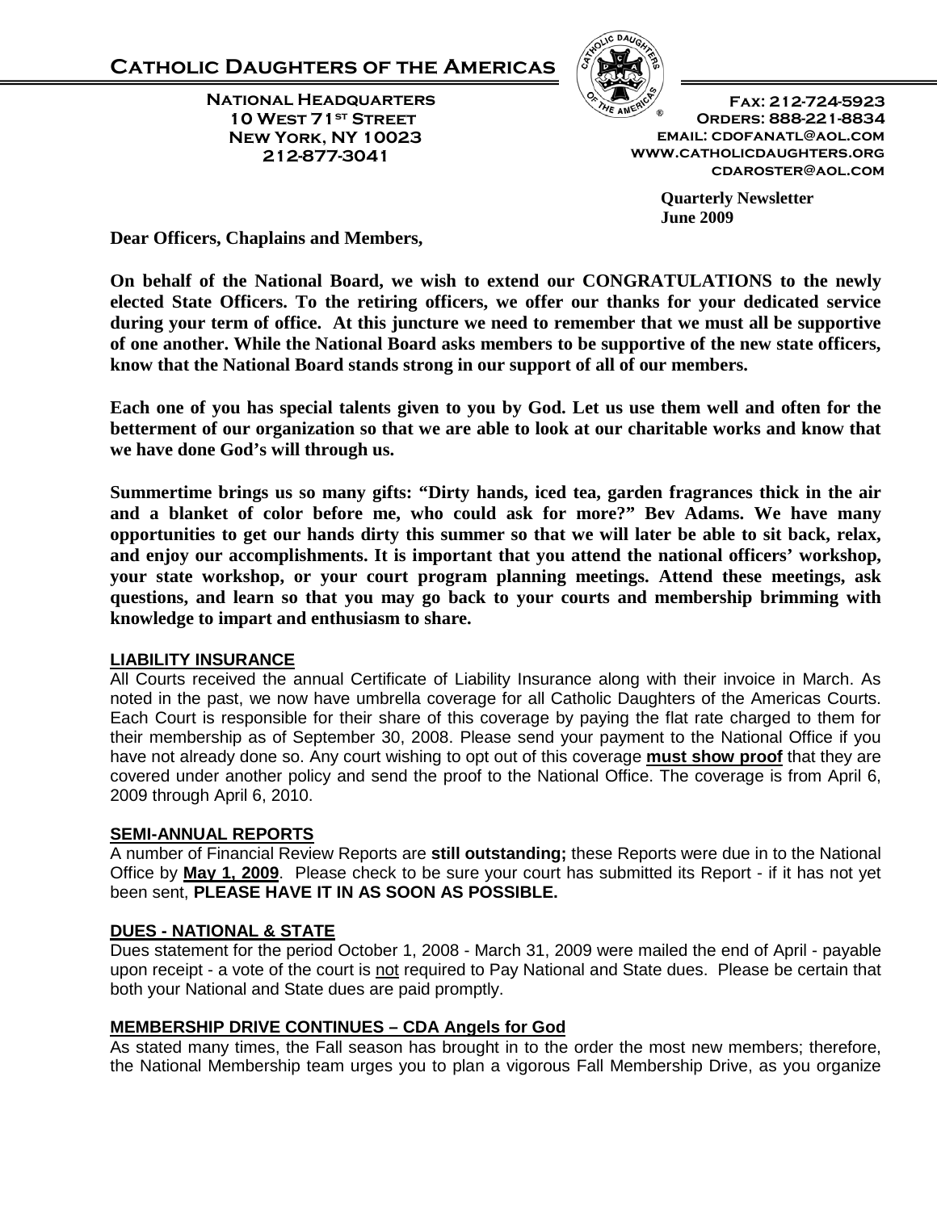# Catholic Daughters of the Americas

**National Headquarters**
**10 West 71st Street**
**New York, NY 10023**
**212-877-3041**

**Fax: 212-724-5923**
**Orders: 888-221-8834**
**email: cdofanatl@aol.com**
**www.catholicdaughters.org**
**cdaroster@aol.com**

**Quarterly Newsletter**
**June 2009**

**Dear Officers, Chaplains and Members,**

**On behalf of the National Board, we wish to extend our CONGRATULATIONS to the newly elected State Officers. To the retiring officers, we offer our thanks for your dedicated service during your term of office. At this juncture we need to remember that we must all be supportive of one another. While the National Board asks members to be supportive of the new state officers, know that the National Board stands strong in our support of all of our members.**

**Each one of you has special talents given to you by God. Let us use them well and often for the betterment of our organization so that we are able to look at our charitable works and know that we have done God's will through us.**

**Summertime brings us so many gifts: "Dirty hands, iced tea, garden fragrances thick in the air and a blanket of color before me, who could ask for more?" Bev Adams. We have many opportunities to get our hands dirty this summer so that we will later be able to sit back, relax, and enjoy our accomplishments. It is important that you attend the national officers' workshop, your state workshop, or your court program planning meetings. Attend these meetings, ask questions, and learn so that you may go back to your courts and membership brimming with knowledge to impart and enthusiasm to share.**

## LIABILITY INSURANCE

All Courts received the annual Certificate of Liability Insurance along with their invoice in March. As noted in the past, we now have umbrella coverage for all Catholic Daughters of the Americas Courts. Each Court is responsible for their share of this coverage by paying the flat rate charged to them for their membership as of September 30, 2008. Please send your payment to the National Office if you have not already done so. Any court wishing to opt out of this coverage **must show proof** that they are covered under another policy and send the proof to the National Office. The coverage is from April 6, 2009 through April 6, 2010.

## SEMI-ANNUAL REPORTS

A number of Financial Review Reports are **still outstanding;** these Reports were due in to the National Office by **May 1, 2009**. Please check to be sure your court has submitted its Report - if it has not yet been sent, **PLEASE HAVE IT IN AS SOON AS POSSIBLE.**

## DUES - NATIONAL & STATE

Dues statement for the period October 1, 2008 - March 31, 2009 were mailed the end of April - payable upon receipt - a vote of the court is not required to Pay National and State dues. Please be certain that both your National and State dues are paid promptly.

## MEMBERSHIP DRIVE CONTINUES – CDA Angels for God

As stated many times, the Fall season has brought in to the order the most new members; therefore, the National Membership team urges you to plan a vigorous Fall Membership Drive, as you organize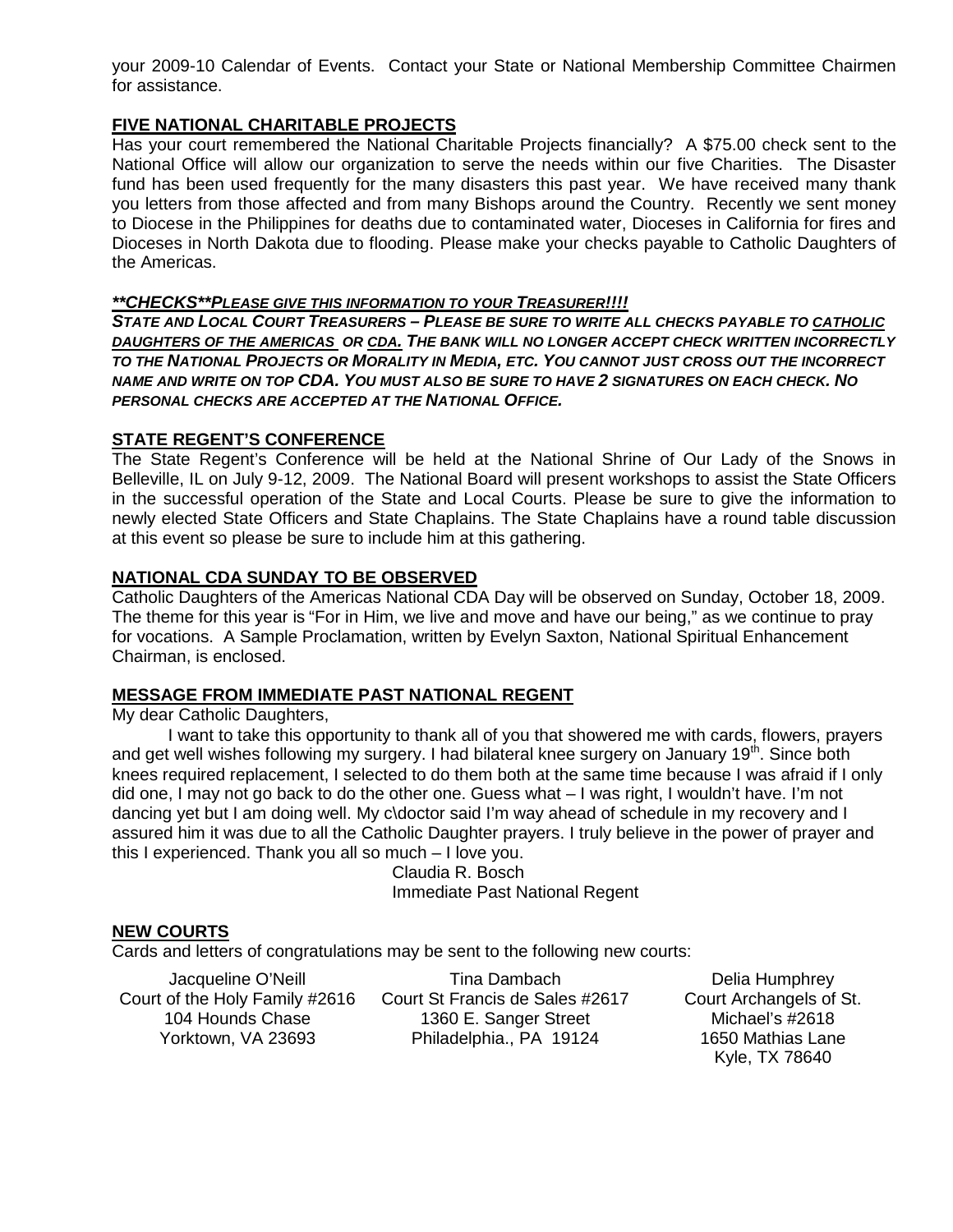your 2009-10 Calendar of Events. Contact your State or National Membership Committee Chairmen for assistance.

## FIVE NATIONAL CHARITABLE PROJECTS

Has your court remembered the National Charitable Projects financially? A $75.00 check sent to the National Office will allow our organization to serve the needs within our five Charities. The Disaster fund has been used frequently for the many disasters this past year. We have received many thank you letters from those affected and from many Bishops around the Country. Recently we sent money to Diocese in the Philippines for deaths due to contaminated water, Dioceses in California for fires and Dioceses in North Dakota due to flooding. Please make your checks payable to Catholic Daughters of the Americas.

***\*\*CHECKS\*\*PLEASE GIVE THIS INFORMATION TO YOUR TREASURER!!!!***

***STATE AND LOCAL COURT TREASURERS – PLEASE BE SURE TO WRITE ALL CHECKS PAYABLE TO CATHOLIC DAUGHTERS OF THE AMERICAS OR CDA. THE BANK WILL NO LONGER ACCEPT CHECK WRITTEN INCORRECTLY TO THE NATIONAL PROJECTS OR MORALITY IN MEDIA, ETC. YOU CANNOT JUST CROSS OUT THE INCORRECT NAME AND WRITE ON TOP CDA. YOU MUST ALSO BE SURE TO HAVE 2 SIGNATURES ON EACH CHECK. NO PERSONAL CHECKS ARE ACCEPTED AT THE NATIONAL OFFICE.***

## STATE REGENT'S CONFERENCE

The State Regent's Conference will be held at the National Shrine of Our Lady of the Snows in Belleville, IL on July 9-12, 2009. The National Board will present workshops to assist the State Officers in the successful operation of the State and Local Courts. Please be sure to give the information to newly elected State Officers and State Chaplains. The State Chaplains have a round table discussion at this event so please be sure to include him at this gathering.

## NATIONAL CDA SUNDAY TO BE OBSERVED

Catholic Daughters of the Americas National CDA Day will be observed on Sunday, October 18, 2009. The theme for this year is "For in Him, we live and move and have our being," as we continue to pray for vocations. A Sample Proclamation, written by Evelyn Saxton, National Spiritual Enhancement Chairman, is enclosed.

## MESSAGE FROM IMMEDIATE PAST NATIONAL REGENT

My dear Catholic Daughters,

I want to take this opportunity to thank all of you that showered me with cards, flowers, prayers and get well wishes following my surgery. I had bilateral knee surgery on January 19th. Since both knees required replacement, I selected to do them both at the same time because I was afraid if I only did one, I may not go back to do the other one. Guess what – I was right, I wouldn't have. I'm not dancing yet but I am doing well. My c\doctor said I'm way ahead of schedule in my recovery and I assured him it was due to all the Catholic Daughter prayers. I truly believe in the power of prayer and this I experienced. Thank you all so much – I love you.

Claudia R. Bosch
Immediate Past National Regent

## NEW COURTS

Cards and letters of congratulations may be sent to the following new courts:

Jacqueline O'Neill
Court of the Holy Family #2616
104 Hounds Chase
Yorktown, VA 23693

Tina Dambach
Court St Francis de Sales #2617
1360 E. Sanger Street
Philadelphia., PA 19124

Delia Humphrey
Court Archangels of St. Michael's #2618
1650 Mathias Lane
Kyle, TX 78640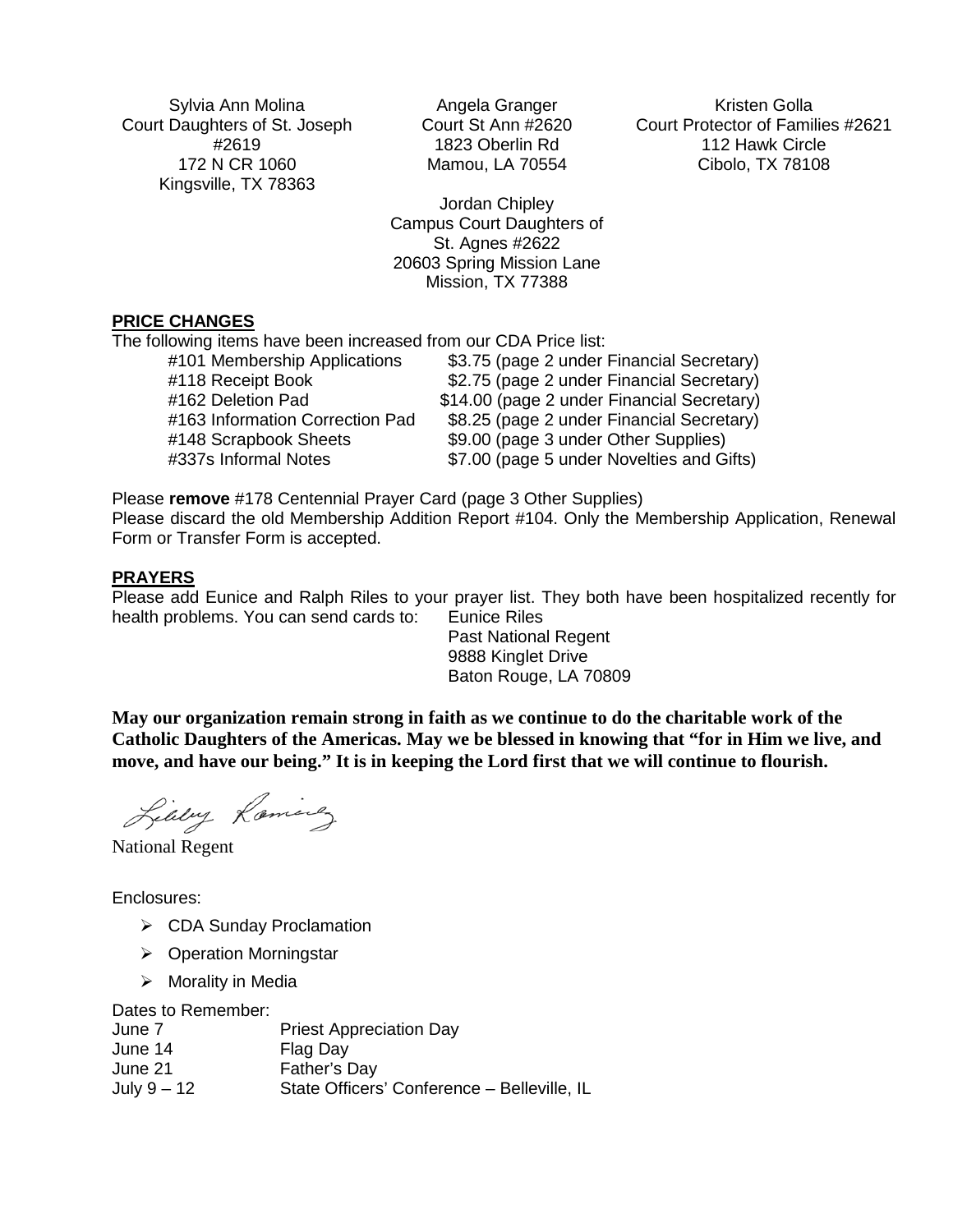Sylvia Ann Molina
Court Daughters of St. Joseph #2619
172 N CR 1060
Kingsville, TX 78363

Angela Granger
Court St Ann #2620
1823 Oberlin Rd
Mamou, LA 70554

Kristen Golla
Court Protector of Families #2621
112 Hawk Circle
Cibolo, TX 78108

Jordan Chipley
Campus Court Daughters of St. Agnes #2622
20603 Spring Mission Lane
Mission, TX 77388

## PRICE CHANGES

The following items have been increased from our CDA Price list:

| | |
|---|---|
| #101 Membership Applications | $3.75 (page 2 under Financial Secretary) |
| #118 Receipt Book | $2.75 (page 2 under Financial Secretary) |
| #162 Deletion Pad | $14.00 (page 2 under Financial Secretary) |
| #163 Information Correction Pad | $8.25 (page 2 under Financial Secretary) |
| #148 Scrapbook Sheets | $9.00 (page 3 under Other Supplies) |
| #337s Informal Notes | $7.00 (page 5 under Novelties and Gifts) |

Please **remove** #178 Centennial Prayer Card (page 3 Other Supplies)
Please discard the old Membership Addition Report #104. Only the Membership Application, Renewal Form or Transfer Form is accepted.

## PRAYERS

Please add Eunice and Ralph Riles to your prayer list. They both have been hospitalized recently for health problems. You can send cards to:

Eunice Riles
Past National Regent
9888 Kinglet Drive
Baton Rouge, LA 70809

**May our organization remain strong in faith as we continue to do the charitable work of the Catholic Daughters of the Americas. May we be blessed in knowing that "for in Him we live, and move, and have our being." It is in keeping the Lord first that we will continue to flourish.**

Lilby Ramirez
National Regent

Enclosures:

- CDA Sunday Proclamation
- Operation Morningstar
- Morality in Media

Dates to Remember:

| | |
|---|---|
| June 7 | Priest Appreciation Day |
| June 14 | Flag Day |
| June 21 | Father's Day |
| July 9 – 12 | State Officers' Conference – Belleville, IL |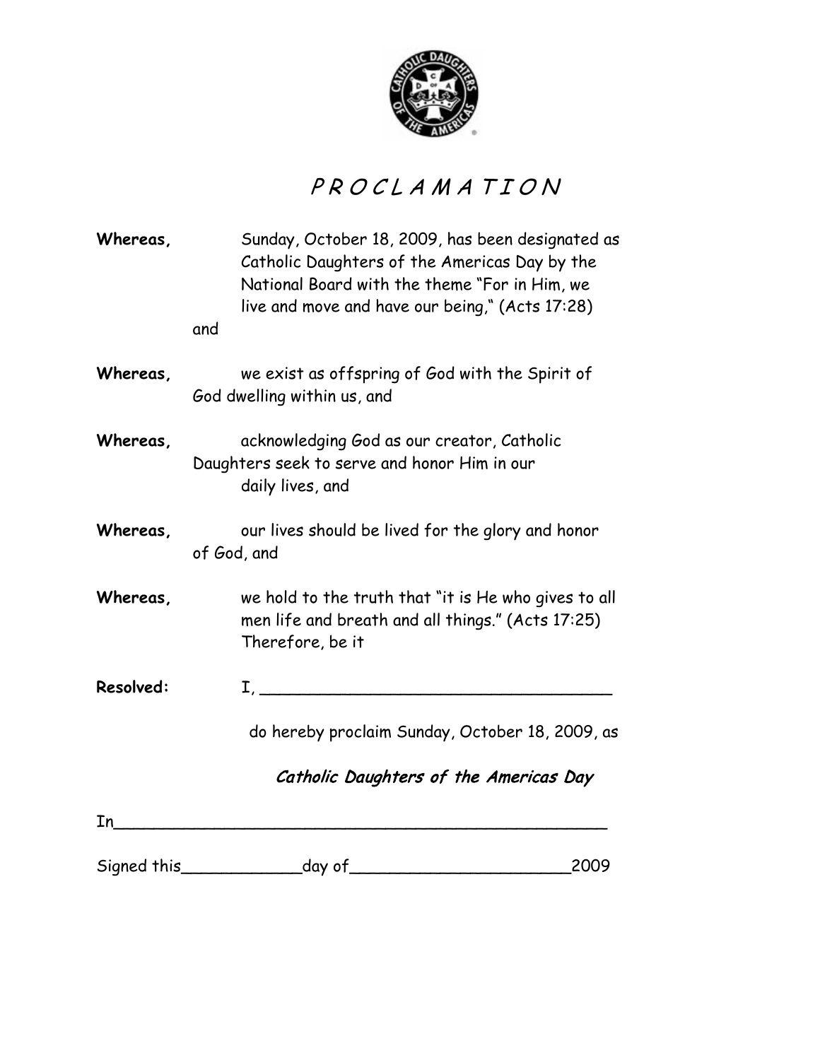# P R O C L A M A T I O N

**Whereas,** Sunday, October 18, 2009, has been designated as Catholic Daughters of the Americas Day by the National Board with the theme "For in Him, we live and move and have our being," (Acts 17:28) and

**Whereas,** we exist as offspring of God with the Spirit of God dwelling within us, and

**Whereas,** acknowledging God as our creator, Catholic Daughters seek to serve and honor Him in our daily lives, and

**Whereas,** our lives should be lived for the glory and honor of God, and

**Whereas,** we hold to the truth that "it is He who gives to all men life and breath and all things." (Acts 17:25) Therefore, be it

**Resolved:** I, ___________________________________

do hereby proclaim Sunday, October 18, 2009, as

*Catholic Daughters of the Americas Day*

In___________________________________________________

Signed this____________day of______________________2009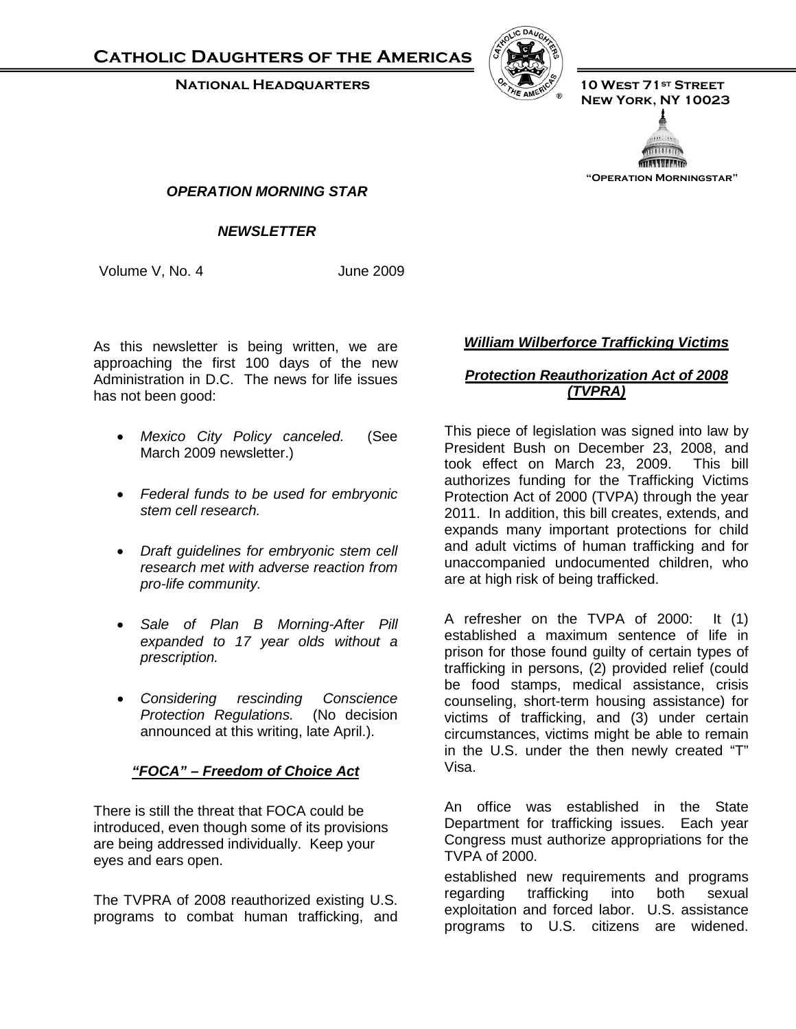# Catholic Daughters of the Americas

**National Headquarters**

**10 West 71st Street**
**New York, NY 10023**

**"Operation Morningstar"**

## *OPERATION MORNING STAR*

## *NEWSLETTER*

Volume V, No. 4 June 2009

As this newsletter is being written, we are approaching the first 100 days of the new Administration in D.C. The news for life issues has not been good:

- *Mexico City Policy canceled.* (See March 2009 newsletter.)
- *Federal funds to be used for embryonic stem cell research.*
- *Draft guidelines for embryonic stem cell research met with adverse reaction from pro-life community.*
- *Sale of Plan B Morning-After Pill expanded to 17 year olds without a prescription.*
- *Considering rescinding Conscience Protection Regulations.* (No decision announced at this writing, late April.).

### ***"FOCA" – Freedom of Choice Act***

There is still the threat that FOCA could be introduced, even though some of its provisions are being addressed individually. Keep your eyes and ears open.

The TVPRA of 2008 reauthorized existing U.S. programs to combat human trafficking, and

### ***William Wilberforce Trafficking Victims Protection Reauthorization Act of 2008 (TVPRA)***

This piece of legislation was signed into law by President Bush on December 23, 2008, and took effect on March 23, 2009. This bill authorizes funding for the Trafficking Victims Protection Act of 2000 (TVPA) through the year 2011. In addition, this bill creates, extends, and expands many important protections for child and adult victims of human trafficking and for unaccompanied undocumented children, who are at high risk of being trafficked.

A refresher on the TVPA of 2000: It (1) established a maximum sentence of life in prison for those found guilty of certain types of trafficking in persons, (2) provided relief (could be food stamps, medical assistance, crisis counseling, short-term housing assistance) for victims of trafficking, and (3) under certain circumstances, victims might be able to remain in the U.S. under the then newly created "T" Visa.

An office was established in the State Department for trafficking issues. Each year Congress must authorize appropriations for the TVPA of 2000.

established new requirements and programs regarding trafficking into both sexual exploitation and forced labor. U.S. assistance programs to U.S. citizens are widened.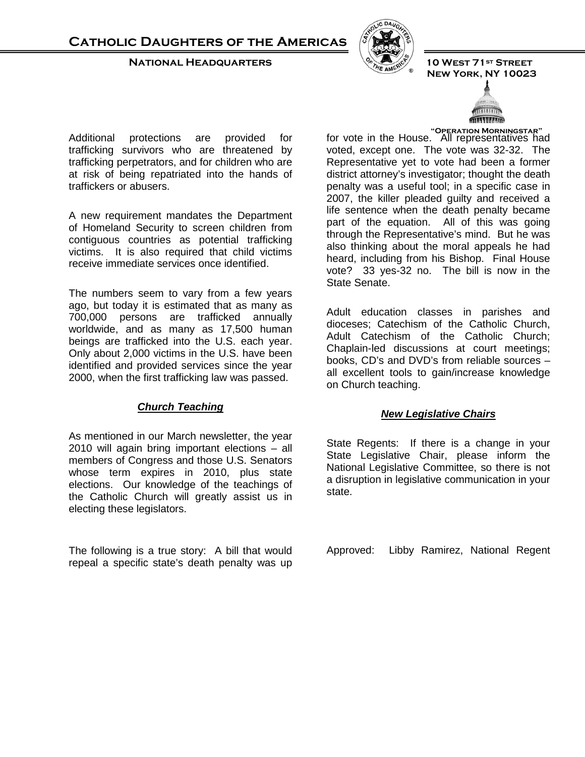Additional protections are provided for trafficking survivors who are threatened by trafficking perpetrators, and for children who are at risk of being repatriated into the hands of traffickers or abusers.

A new requirement mandates the Department of Homeland Security to screen children from contiguous countries as potential trafficking victims. It is also required that child victims receive immediate services once identified.

The numbers seem to vary from a few years ago, but today it is estimated that as many as 700,000 persons are trafficked annually worldwide, and as many as 17,500 human beings are trafficked into the U.S. each year. Only about 2,000 victims in the U.S. have been identified and provided services since the year 2000, when the first trafficking law was passed.

### ***Church Teaching***

As mentioned in our March newsletter, the year 2010 will again bring important elections – all members of Congress and those U.S. Senators whose term expires in 2010, plus state elections. Our knowledge of the teachings of the Catholic Church will greatly assist us in electing these legislators.

The following is a true story: A bill that would repeal a specific state's death penalty was up for vote in the House. All representatives had voted, except one. The vote was 32-32. The Representative yet to vote had been a former district attorney's investigator; thought the death penalty was a useful tool; in a specific case in 2007, the killer pleaded guilty and received a life sentence when the death penalty became part of the equation. All of this was going through the Representative's mind. But he was also thinking about the moral appeals he had heard, including from his Bishop. Final House vote? 33 yes-32 no. The bill is now in the State Senate.

Adult education classes in parishes and dioceses; Catechism of the Catholic Church, Adult Catechism of the Catholic Church; Chaplain-led discussions at court meetings; books, CD's and DVD's from reliable sources – all excellent tools to gain/increase knowledge on Church teaching.

### ***New Legislative Chairs***

State Regents: If there is a change in your State Legislative Chair, please inform the National Legislative Committee, so there is not a disruption in legislative communication in your state.

Approved: Libby Ramirez, National Regent